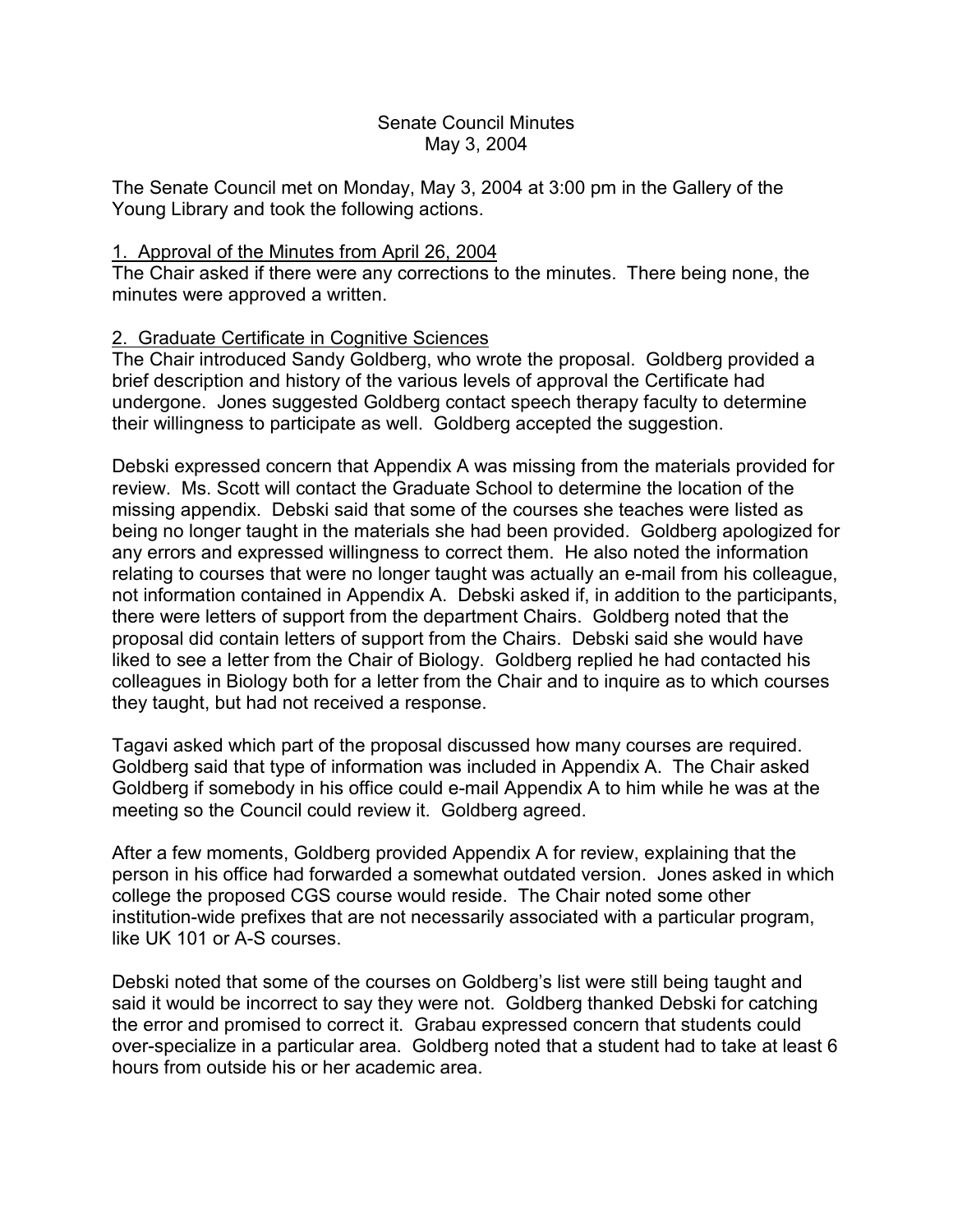# Senate Council Minutes
## May 3, 2004

The Senate Council met on Monday, May 3, 2004 at 3:00 pm in the Gallery of the Young Library and took the following actions.

1. Approval of the Minutes from April 26, 2004

The Chair asked if there were any corrections to the minutes. There being none, the minutes were approved a written.

2. Graduate Certificate in Cognitive Sciences

The Chair introduced Sandy Goldberg, who wrote the proposal. Goldberg provided a brief description and history of the various levels of approval the Certificate had undergone. Jones suggested Goldberg contact speech therapy faculty to determine their willingness to participate as well. Goldberg accepted the suggestion.

Debski expressed concern that Appendix A was missing from the materials provided for review. Ms. Scott will contact the Graduate School to determine the location of the missing appendix. Debski said that some of the courses she teaches were listed as being no longer taught in the materials she had been provided. Goldberg apologized for any errors and expressed willingness to correct them. He also noted the information relating to courses that were no longer taught was actually an e-mail from his colleague, not information contained in Appendix A. Debski asked if, in addition to the participants, there were letters of support from the department Chairs. Goldberg noted that the proposal did contain letters of support from the Chairs. Debski said she would have liked to see a letter from the Chair of Biology. Goldberg replied he had contacted his colleagues in Biology both for a letter from the Chair and to inquire as to which courses they taught, but had not received a response.

Tagavi asked which part of the proposal discussed how many courses are required. Goldberg said that type of information was included in Appendix A. The Chair asked Goldberg if somebody in his office could e-mail Appendix A to him while he was at the meeting so the Council could review it. Goldberg agreed.

After a few moments, Goldberg provided Appendix A for review, explaining that the person in his office had forwarded a somewhat outdated version. Jones asked in which college the proposed CGS course would reside. The Chair noted some other institution-wide prefixes that are not necessarily associated with a particular program, like UK 101 or A-S courses.

Debski noted that some of the courses on Goldberg's list were still being taught and said it would be incorrect to say they were not. Goldberg thanked Debski for catching the error and promised to correct it. Grabau expressed concern that students could over-specialize in a particular area. Goldberg noted that a student had to take at least 6 hours from outside his or her academic area.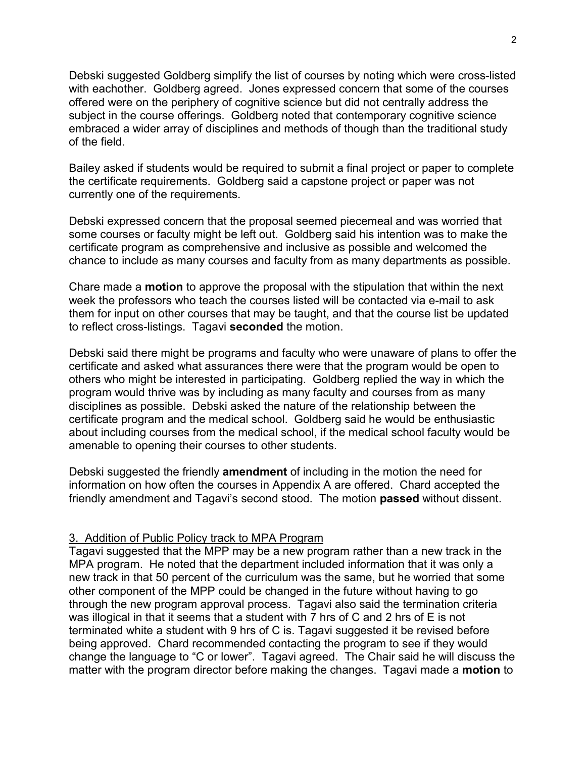Debski suggested Goldberg simplify the list of courses by noting which were cross-listed with eachother. Goldberg agreed. Jones expressed concern that some of the courses offered were on the periphery of cognitive science but did not centrally address the subject in the course offerings. Goldberg noted that contemporary cognitive science embraced a wider array of disciplines and methods of though than the traditional study of the field.

Bailey asked if students would be required to submit a final project or paper to complete the certificate requirements. Goldberg said a capstone project or paper was not currently one of the requirements.

Debski expressed concern that the proposal seemed piecemeal and was worried that some courses or faculty might be left out. Goldberg said his intention was to make the certificate program as comprehensive and inclusive as possible and welcomed the chance to include as many courses and faculty from as many departments as possible.

Chare made a **motion** to approve the proposal with the stipulation that within the next week the professors who teach the courses listed will be contacted via e-mail to ask them for input on other courses that may be taught, and that the course list be updated to reflect cross-listings. Tagavi **seconded** the motion.

Debski said there might be programs and faculty who were unaware of plans to offer the certificate and asked what assurances there were that the program would be open to others who might be interested in participating. Goldberg replied the way in which the program would thrive was by including as many faculty and courses from as many disciplines as possible. Debski asked the nature of the relationship between the certificate program and the medical school. Goldberg said he would be enthusiastic about including courses from the medical school, if the medical school faculty would be amenable to opening their courses to other students.

Debski suggested the friendly **amendment** of including in the motion the need for information on how often the courses in Appendix A are offered. Chard accepted the friendly amendment and Tagavi's second stood. The motion **passed** without dissent.

3. Addition of Public Policy track to MPA Program

Tagavi suggested that the MPP may be a new program rather than a new track in the MPA program. He noted that the department included information that it was only a new track in that 50 percent of the curriculum was the same, but he worried that some other component of the MPP could be changed in the future without having to go through the new program approval process. Tagavi also said the termination criteria was illogical in that it seems that a student with 7 hrs of C and 2 hrs of E is not terminated white a student with 9 hrs of C is. Tagavi suggested it be revised before being approved. Chard recommended contacting the program to see if they would change the language to "C or lower". Tagavi agreed. The Chair said he will discuss the matter with the program director before making the changes. Tagavi made a **motion** to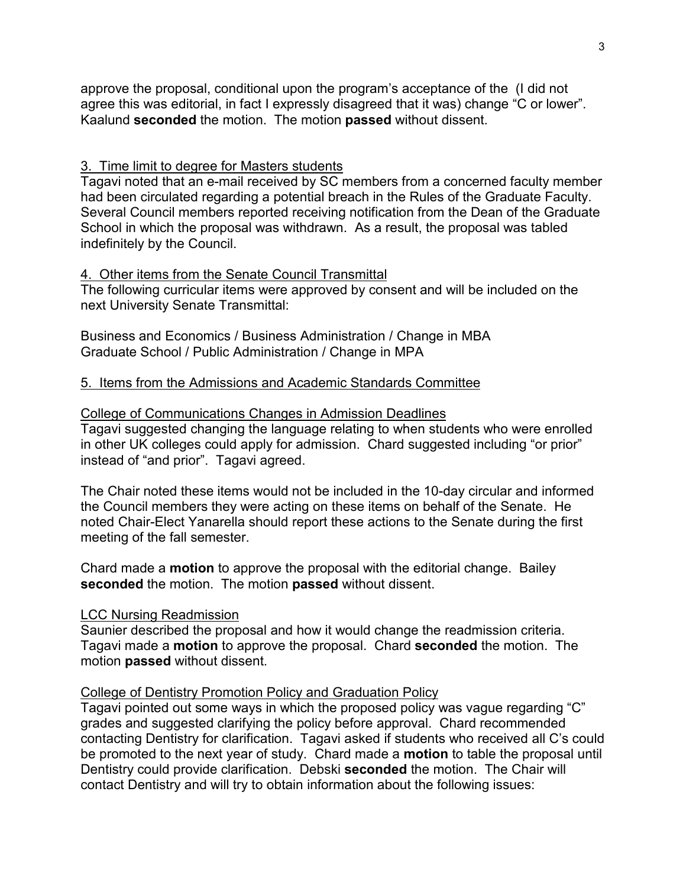approve the proposal, conditional upon the program's acceptance of the (I did not agree this was editorial, in fact I expressly disagreed that it was) change "C or lower". Kaalund **seconded** the motion. The motion **passed** without dissent.

3. Time limit to degree for Masters students

Tagavi noted that an e-mail received by SC members from a concerned faculty member had been circulated regarding a potential breach in the Rules of the Graduate Faculty. Several Council members reported receiving notification from the Dean of the Graduate School in which the proposal was withdrawn. As a result, the proposal was tabled indefinitely by the Council.

4. Other items from the Senate Council Transmittal

The following curricular items were approved by consent and will be included on the next University Senate Transmittal:

Business and Economics / Business Administration / Change in MBA
Graduate School / Public Administration / Change in MPA

5. Items from the Admissions and Academic Standards Committee

College of Communications Changes in Admission Deadlines

Tagavi suggested changing the language relating to when students who were enrolled in other UK colleges could apply for admission. Chard suggested including "or prior" instead of "and prior". Tagavi agreed.

The Chair noted these items would not be included in the 10-day circular and informed the Council members they were acting on these items on behalf of the Senate. He noted Chair-Elect Yanarella should report these actions to the Senate during the first meeting of the fall semester.

Chard made a **motion** to approve the proposal with the editorial change. Bailey **seconded** the motion. The motion **passed** without dissent.

LCC Nursing Readmission

Saunier described the proposal and how it would change the readmission criteria. Tagavi made a **motion** to approve the proposal. Chard **seconded** the motion. The motion **passed** without dissent.

College of Dentistry Promotion Policy and Graduation Policy

Tagavi pointed out some ways in which the proposed policy was vague regarding "C" grades and suggested clarifying the policy before approval. Chard recommended contacting Dentistry for clarification. Tagavi asked if students who received all C's could be promoted to the next year of study. Chard made a **motion** to table the proposal until Dentistry could provide clarification. Debski **seconded** the motion. The Chair will contact Dentistry and will try to obtain information about the following issues: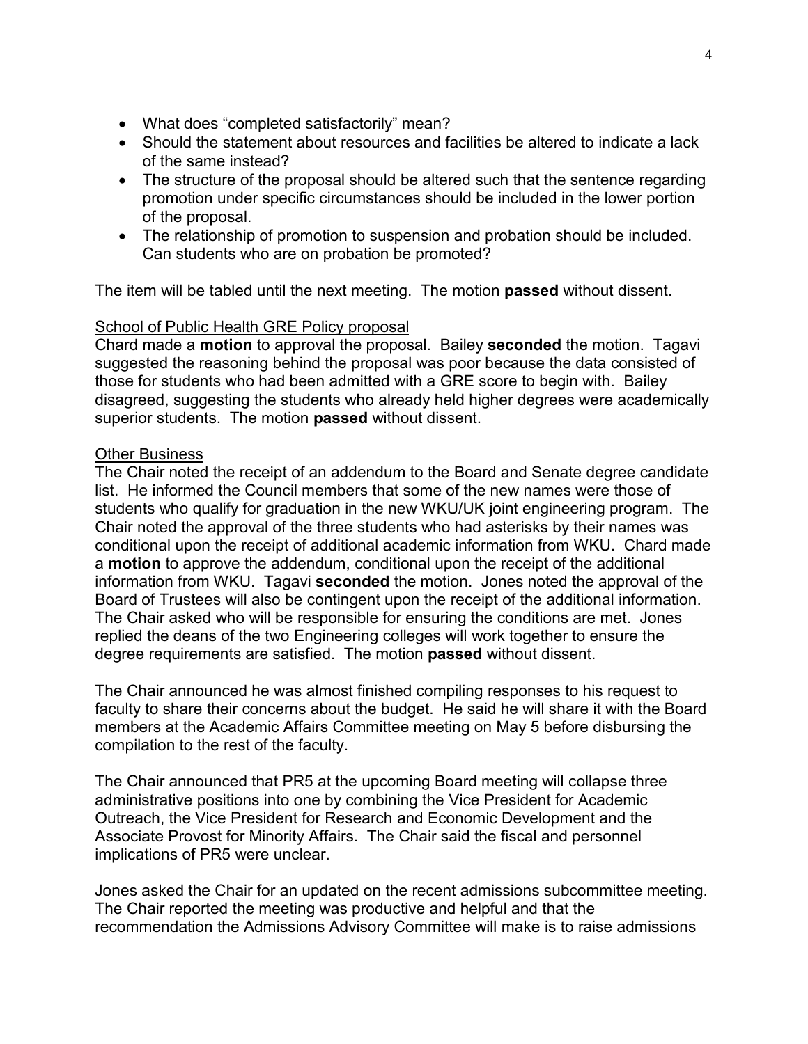- What does “completed satisfactorily” mean?
- Should the statement about resources and facilities be altered to indicate a lack of the same instead?
- The structure of the proposal should be altered such that the sentence regarding promotion under specific circumstances should be included in the lower portion of the proposal.
- The relationship of promotion to suspension and probation should be included. Can students who are on probation be promoted?

The item will be tabled until the next meeting. The motion **passed** without dissent.

<u>School of Public Health GRE Policy proposal</u>

Chard made a **motion** to approval the proposal. Bailey **seconded** the motion. Tagavi suggested the reasoning behind the proposal was poor because the data consisted of those for students who had been admitted with a GRE score to begin with. Bailey disagreed, suggesting the students who already held higher degrees were academically superior students. The motion **passed** without dissent.

<u>Other Business</u>

The Chair noted the receipt of an addendum to the Board and Senate degree candidate list. He informed the Council members that some of the new names were those of students who qualify for graduation in the new WKU/UK joint engineering program. The Chair noted the approval of the three students who had asterisks by their names was conditional upon the receipt of additional academic information from WKU. Chard made a **motion** to approve the addendum, conditional upon the receipt of the additional information from WKU. Tagavi **seconded** the motion. Jones noted the approval of the Board of Trustees will also be contingent upon the receipt of the additional information. The Chair asked who will be responsible for ensuring the conditions are met. Jones replied the deans of the two Engineering colleges will work together to ensure the degree requirements are satisfied. The motion **passed** without dissent.

The Chair announced he was almost finished compiling responses to his request to faculty to share their concerns about the budget. He said he will share it with the Board members at the Academic Affairs Committee meeting on May 5 before disbursing the compilation to the rest of the faculty.

The Chair announced that PR5 at the upcoming Board meeting will collapse three administrative positions into one by combining the Vice President for Academic Outreach, the Vice President for Research and Economic Development and the Associate Provost for Minority Affairs. The Chair said the fiscal and personnel implications of PR5 were unclear.

Jones asked the Chair for an updated on the recent admissions subcommittee meeting. The Chair reported the meeting was productive and helpful and that the recommendation the Admissions Advisory Committee will make is to raise admissions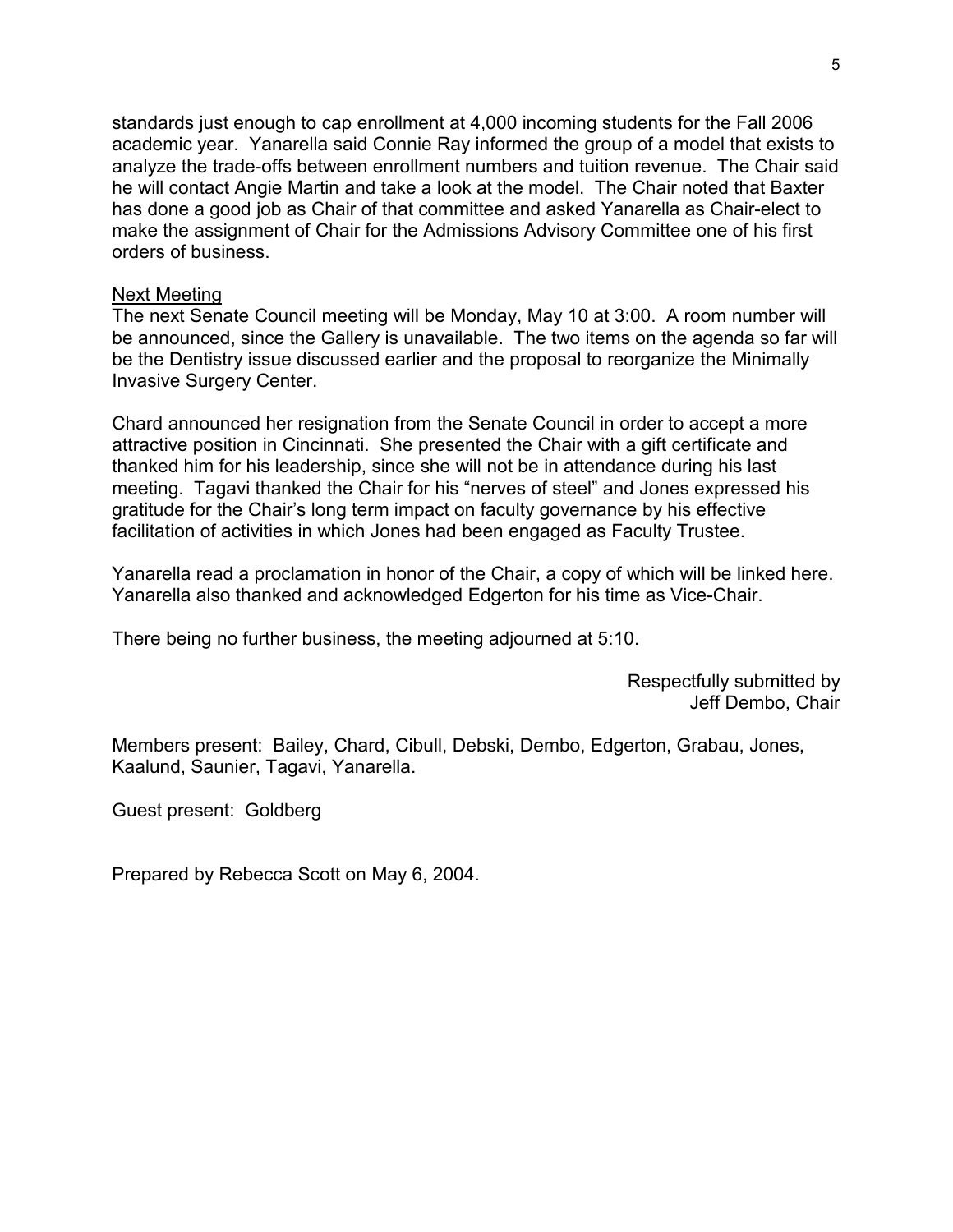standards just enough to cap enrollment at 4,000 incoming students for the Fall 2006 academic year. Yanarella said Connie Ray informed the group of a model that exists to analyze the trade-offs between enrollment numbers and tuition revenue. The Chair said he will contact Angie Martin and take a look at the model. The Chair noted that Baxter has done a good job as Chair of that committee and asked Yanarella as Chair-elect to make the assignment of Chair for the Admissions Advisory Committee one of his first orders of business.

<u>Next Meeting</u>

The next Senate Council meeting will be Monday, May 10 at 3:00. A room number will be announced, since the Gallery is unavailable. The two items on the agenda so far will be the Dentistry issue discussed earlier and the proposal to reorganize the Minimally Invasive Surgery Center.

Chard announced her resignation from the Senate Council in order to accept a more attractive position in Cincinnati. She presented the Chair with a gift certificate and thanked him for his leadership, since she will not be in attendance during his last meeting. Tagavi thanked the Chair for his "nerves of steel" and Jones expressed his gratitude for the Chair's long term impact on faculty governance by his effective facilitation of activities in which Jones had been engaged as Faculty Trustee.

Yanarella read a proclamation in honor of the Chair, a copy of which will be linked here. Yanarella also thanked and acknowledged Edgerton for his time as Vice-Chair.

There being no further business, the meeting adjourned at 5:10.

Respectfully submitted by
Jeff Dembo, Chair

Members present: Bailey, Chard, Cibull, Debski, Dembo, Edgerton, Grabau, Jones, Kaalund, Saunier, Tagavi, Yanarella.

Guest present: Goldberg

Prepared by Rebecca Scott on May 6, 2004.